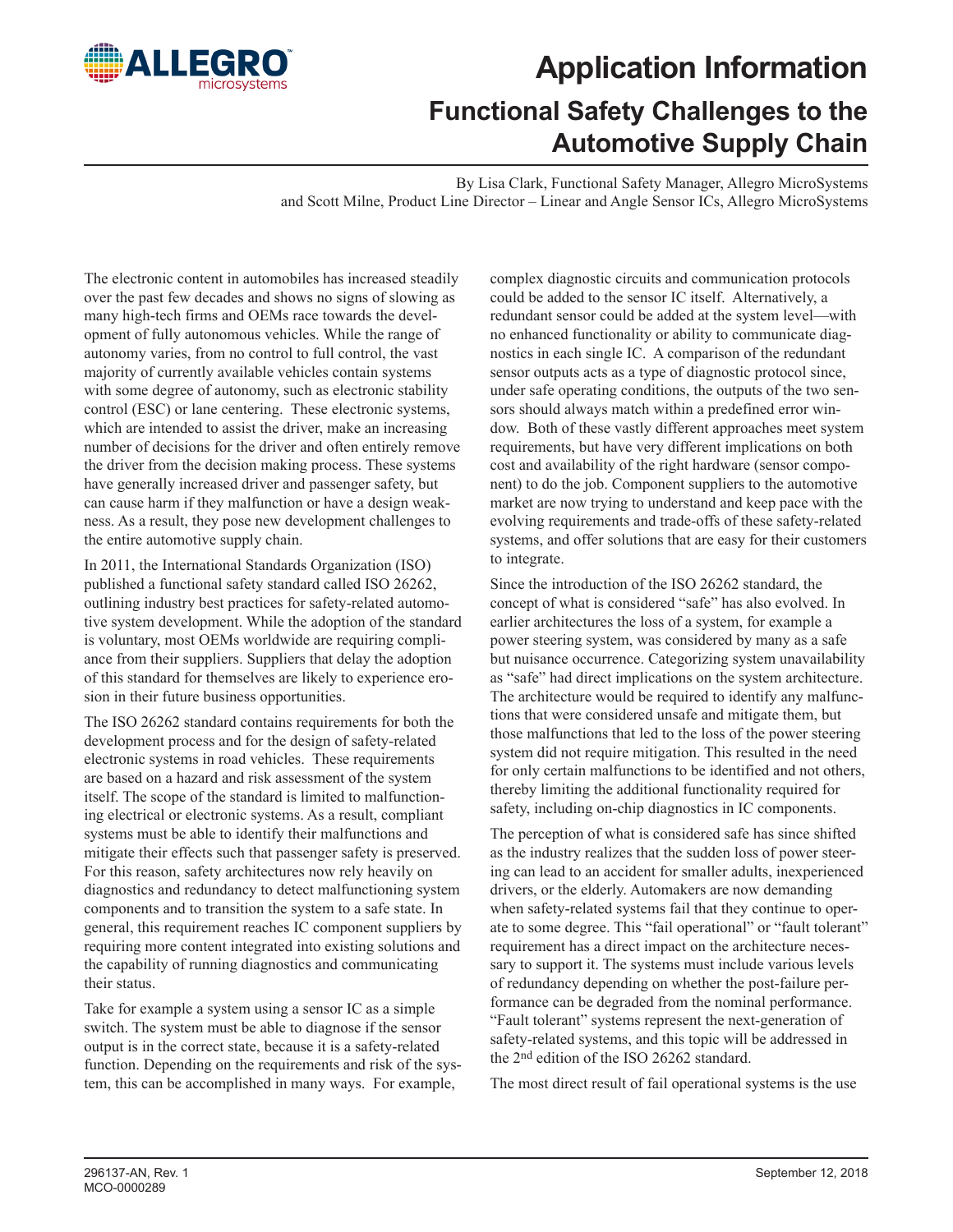# Application Information

## Functional Safety Challenges to the Automotive Supply Chain

By Lisa Clark, Functional Safety Manager, Allegro MicroSystems
and Scott Milne, Product Line Director – Linear and Angle Sensor ICs, Allegro MicroSystems

The electronic content in automobiles has increased steadily over the past few decades and shows no signs of slowing as many high-tech firms and OEMs race towards the development of fully autonomous vehicles. While the range of autonomy varies, from no control to full control, the vast majority of currently available vehicles contain systems with some degree of autonomy, such as electronic stability control (ESC) or lane centering. These electronic systems, which are intended to assist the driver, make an increasing number of decisions for the driver and often entirely remove the driver from the decision making process. These systems have generally increased driver and passenger safety, but can cause harm if they malfunction or have a design weakness. As a result, they pose new development challenges to the entire automotive supply chain.

In 2011, the International Standards Organization (ISO) published a functional safety standard called ISO 26262, outlining industry best practices for safety-related automotive system development. While the adoption of the standard is voluntary, most OEMs worldwide are requiring compliance from their suppliers. Suppliers that delay the adoption of this standard for themselves are likely to experience erosion in their future business opportunities.

The ISO 26262 standard contains requirements for both the development process and for the design of safety-related electronic systems in road vehicles. These requirements are based on a hazard and risk assessment of the system itself. The scope of the standard is limited to malfunctioning electrical or electronic systems. As a result, compliant systems must be able to identify their malfunctions and mitigate their effects such that passenger safety is preserved. For this reason, safety architectures now rely heavily on diagnostics and redundancy to detect malfunctioning system components and to transition the system to a safe state. In general, this requirement reaches IC component suppliers by requiring more content integrated into existing solutions and the capability of running diagnostics and communicating their status.

Take for example a system using a sensor IC as a simple switch. The system must be able to diagnose if the sensor output is in the correct state, because it is a safety-related function. Depending on the requirements and risk of the system, this can be accomplished in many ways. For example, complex diagnostic circuits and communication protocols could be added to the sensor IC itself. Alternatively, a redundant sensor could be added at the system level—with no enhanced functionality or ability to communicate diagnostics in each single IC. A comparison of the redundant sensor outputs acts as a type of diagnostic protocol since, under safe operating conditions, the outputs of the two sensors should always match within a predefined error window. Both of these vastly different approaches meet system requirements, but have very different implications on both cost and availability of the right hardware (sensor component) to do the job. Component suppliers to the automotive market are now trying to understand and keep pace with the evolving requirements and trade-offs of these safety-related systems, and offer solutions that are easy for their customers to integrate.

Since the introduction of the ISO 26262 standard, the concept of what is considered "safe" has also evolved. In earlier architectures the loss of a system, for example a power steering system, was considered by many as a safe but nuisance occurrence. Categorizing system unavailability as "safe" had direct implications on the system architecture. The architecture would be required to identify any malfunctions that were considered unsafe and mitigate them, but those malfunctions that led to the loss of the power steering system did not require mitigation. This resulted in the need for only certain malfunctions to be identified and not others, thereby limiting the additional functionality required for safety, including on-chip diagnostics in IC components.

The perception of what is considered safe has since shifted as the industry realizes that the sudden loss of power steering can lead to an accident for smaller adults, inexperienced drivers, or the elderly. Automakers are now demanding when safety-related systems fail that they continue to operate to some degree. This "fail operational" or "fault tolerant" requirement has a direct impact on the architecture necessary to support it. The systems must include various levels of redundancy depending on whether the post-failure performance can be degraded from the nominal performance. "Fault tolerant" systems represent the next-generation of safety-related systems, and this topic will be addressed in the 2nd edition of the ISO 26262 standard.

The most direct result of fail operational systems is the use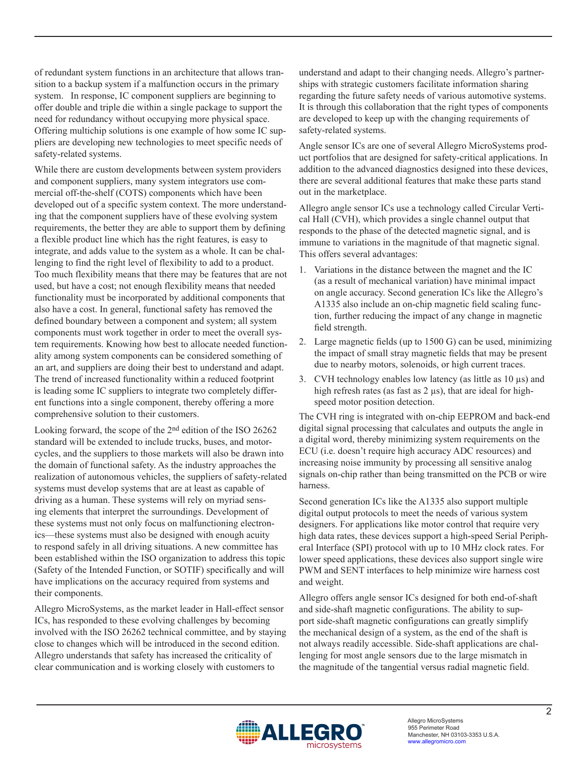of redundant system functions in an architecture that allows transition to a backup system if a malfunction occurs in the primary system. In response, IC component suppliers are beginning to offer double and triple die within a single package to support the need for redundancy without occupying more physical space. Offering multichip solutions is one example of how some IC suppliers are developing new technologies to meet specific needs of safety-related systems.

While there are custom developments between system providers and component suppliers, many system integrators use commercial off-the-shelf (COTS) components which have been developed out of a specific system context. The more understanding that the component suppliers have of these evolving system requirements, the better they are able to support them by defining a flexible product line which has the right features, is easy to integrate, and adds value to the system as a whole. It can be challenging to find the right level of flexibility to add to a product. Too much flexibility means that there may be features that are not used, but have a cost; not enough flexibility means that needed functionality must be incorporated by additional components that also have a cost. In general, functional safety has removed the defined boundary between a component and system; all system components must work together in order to meet the overall system requirements. Knowing how best to allocate needed functionality among system components can be considered something of an art, and suppliers are doing their best to understand and adapt. The trend of increased functionality within a reduced footprint is leading some IC suppliers to integrate two completely different functions into a single component, thereby offering a more comprehensive solution to their customers.

Looking forward, the scope of the 2nd edition of the ISO 26262 standard will be extended to include trucks, buses, and motorcycles, and the suppliers to those markets will also be drawn into the domain of functional safety. As the industry approaches the realization of autonomous vehicles, the suppliers of safety-related systems must develop systems that are at least as capable of driving as a human. These systems will rely on myriad sensing elements that interpret the surroundings. Development of these systems must not only focus on malfunctioning electronics—these systems must also be designed with enough acuity to respond safely in all driving situations. A new committee has been established within the ISO organization to address this topic (Safety of the Intended Function, or SOTIF) specifically and will have implications on the accuracy required from systems and their components.

Allegro MicroSystems, as the market leader in Hall-effect sensor ICs, has responded to these evolving challenges by becoming involved with the ISO 26262 technical committee, and by staying close to changes which will be introduced in the second edition. Allegro understands that safety has increased the criticality of clear communication and is working closely with customers to understand and adapt to their changing needs. Allegro's partnerships with strategic customers facilitate information sharing regarding the future safety needs of various automotive systems. It is through this collaboration that the right types of components are developed to keep up with the changing requirements of safety-related systems.

Angle sensor ICs are one of several Allegro MicroSystems product portfolios that are designed for safety-critical applications. In addition to the advanced diagnostics designed into these devices, there are several additional features that make these parts stand out in the marketplace.

Allegro angle sensor ICs use a technology called Circular Vertical Hall (CVH), which provides a single channel output that responds to the phase of the detected magnetic signal, and is immune to variations in the magnitude of that magnetic signal. This offers several advantages:

1. Variations in the distance between the magnet and the IC (as a result of mechanical variation) have minimal impact on angle accuracy. Second generation ICs like the Allegro's A1335 also include an on-chip magnetic field scaling function, further reducing the impact of any change in magnetic field strength.
2. Large magnetic fields (up to 1500 G) can be used, minimizing the impact of small stray magnetic fields that may be present due to nearby motors, solenoids, or high current traces.
3. CVH technology enables low latency (as little as 10 µs) and high refresh rates (as fast as 2 µs), that are ideal for high-speed motor position detection.

The CVH ring is integrated with on-chip EEPROM and back-end digital signal processing that calculates and outputs the angle in a digital word, thereby minimizing system requirements on the ECU (i.e. doesn't require high accuracy ADC resources) and increasing noise immunity by processing all sensitive analog signals on-chip rather than being transmitted on the PCB or wire harness.

Second generation ICs like the A1335 also support multiple digital output protocols to meet the needs of various system designers. For applications like motor control that require very high data rates, these devices support a high-speed Serial Peripheral Interface (SPI) protocol with up to 10 MHz clock rates. For lower speed applications, these devices also support single wire PWM and SENT interfaces to help minimize wire harness cost and weight.

Allegro offers angle sensor ICs designed for both end-of-shaft and side-shaft magnetic configurations. The ability to support side-shaft magnetic configurations can greatly simplify the mechanical design of a system, as the end of the shaft is not always readily accessible. Side-shaft applications are challenging for most angle sensors due to the large mismatch in the magnitude of the tangential versus radial magnetic field.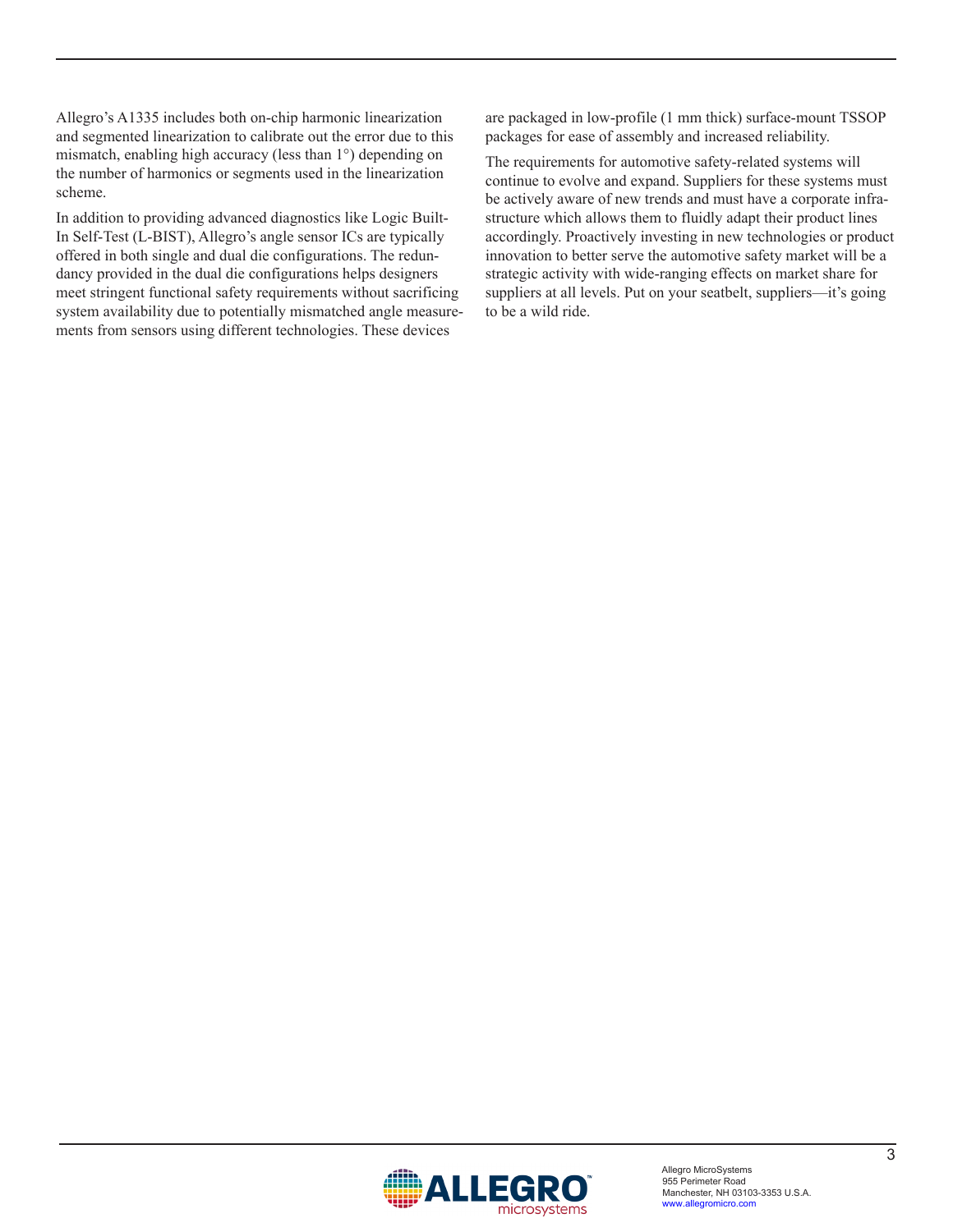Allegro's A1335 includes both on-chip harmonic linearization and segmented linearization to calibrate out the error due to this mismatch, enabling high accuracy (less than 1°) depending on the number of harmonics or segments used in the linearization scheme.

In addition to providing advanced diagnostics like Logic Built-In Self-Test (L-BIST), Allegro's angle sensor ICs are typically offered in both single and dual die configurations. The redundancy provided in the dual die configurations helps designers meet stringent functional safety requirements without sacrificing system availability due to potentially mismatched angle measurements from sensors using different technologies. These devices are packaged in low-profile (1 mm thick) surface-mount TSSOP packages for ease of assembly and increased reliability.

The requirements for automotive safety-related systems will continue to evolve and expand. Suppliers for these systems must be actively aware of new trends and must have a corporate infrastructure which allows them to fluidly adapt their product lines accordingly. Proactively investing in new technologies or product innovation to better serve the automotive safety market will be a strategic activity with wide-ranging effects on market share for suppliers at all levels. Put on your seatbelt, suppliers—it's going to be a wild ride.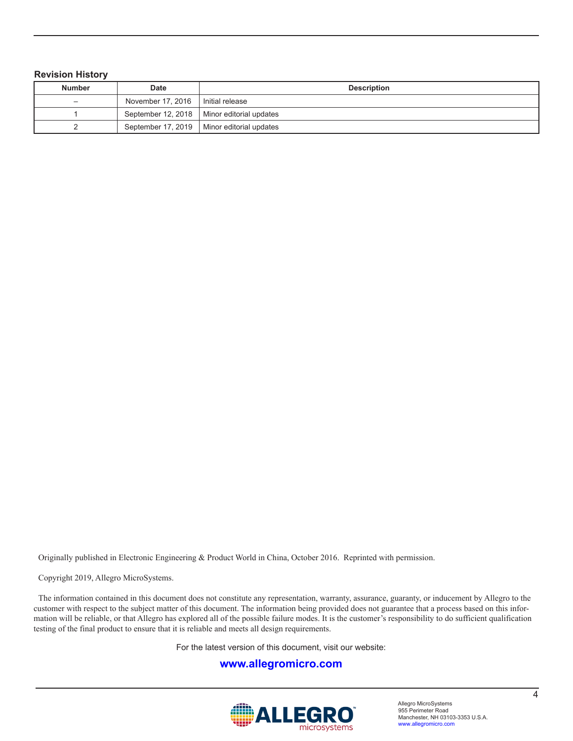## Revision History

| Number | Date | Description |
| --- | --- | --- |
| – | November 17, 2016 | Initial release |
| 1 | September 12, 2018 | Minor editorial updates |
| 2 | September 17, 2019 | Minor editorial updates |

Originally published in Electronic Engineering & Product World in China, October 2016. Reprinted with permission.

Copyright 2019, Allegro MicroSystems.

The information contained in this document does not constitute any representation, warranty, assurance, guaranty, or inducement by Allegro to the customer with respect to the subject matter of this document. The information being provided does not guarantee that a process based on this information will be reliable, or that Allegro has explored all of the possible failure modes. It is the customer's responsibility to do sufficient qualification testing of the final product to ensure that it is reliable and meets all design requirements.

For the latest version of this document, visit our website:

**www.allegromicro.com**

Allegro MicroSystems
955 Perimeter Road
Manchester, NH 03103-3353 U.S.A.
www.allegromicro.com